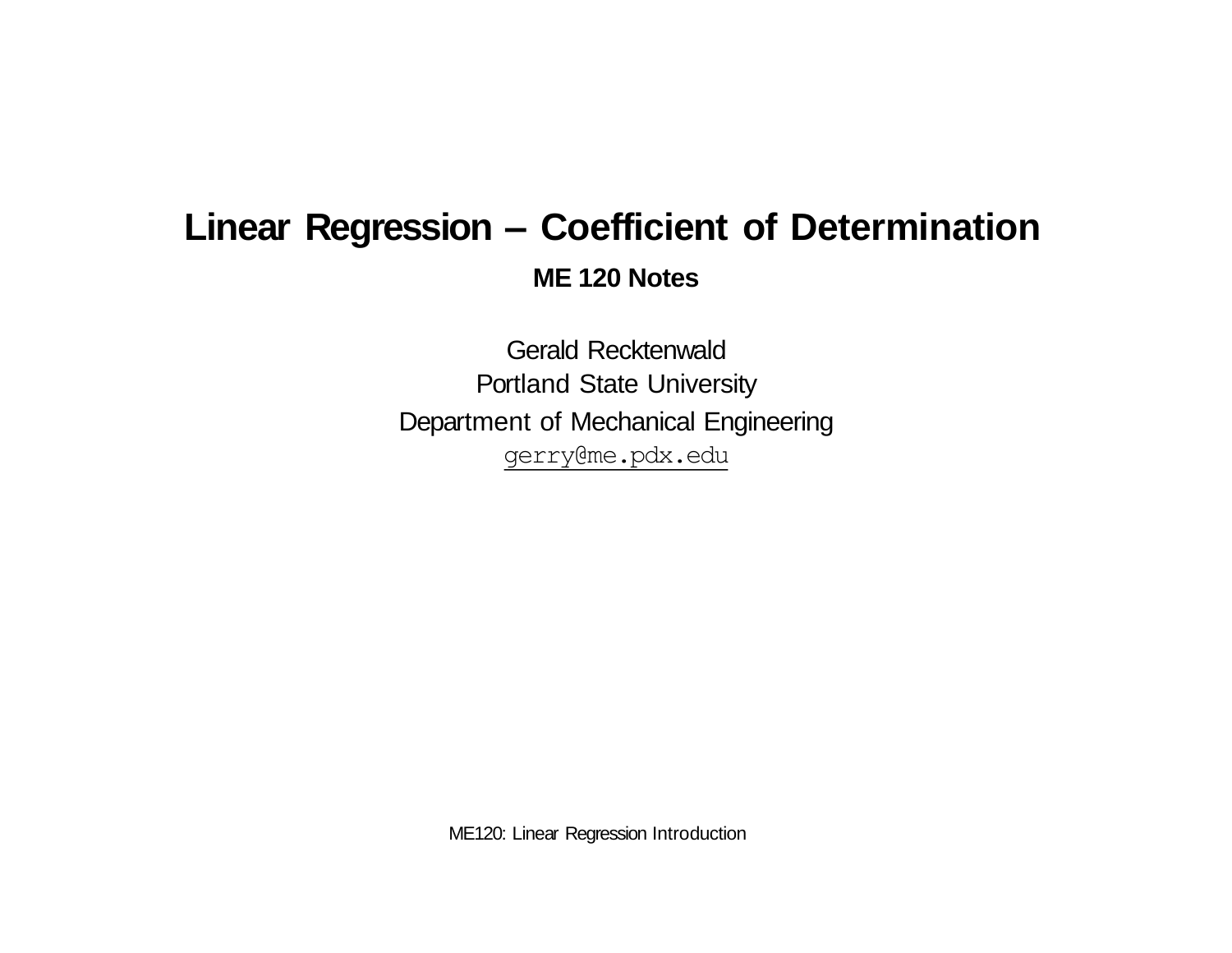# Linear Regression – Coefficient of Determination

**ME 120 Notes**

Gerald Recktenwald
Portland State University
Department of Mechanical Engineering
gerry@me.pdx.edu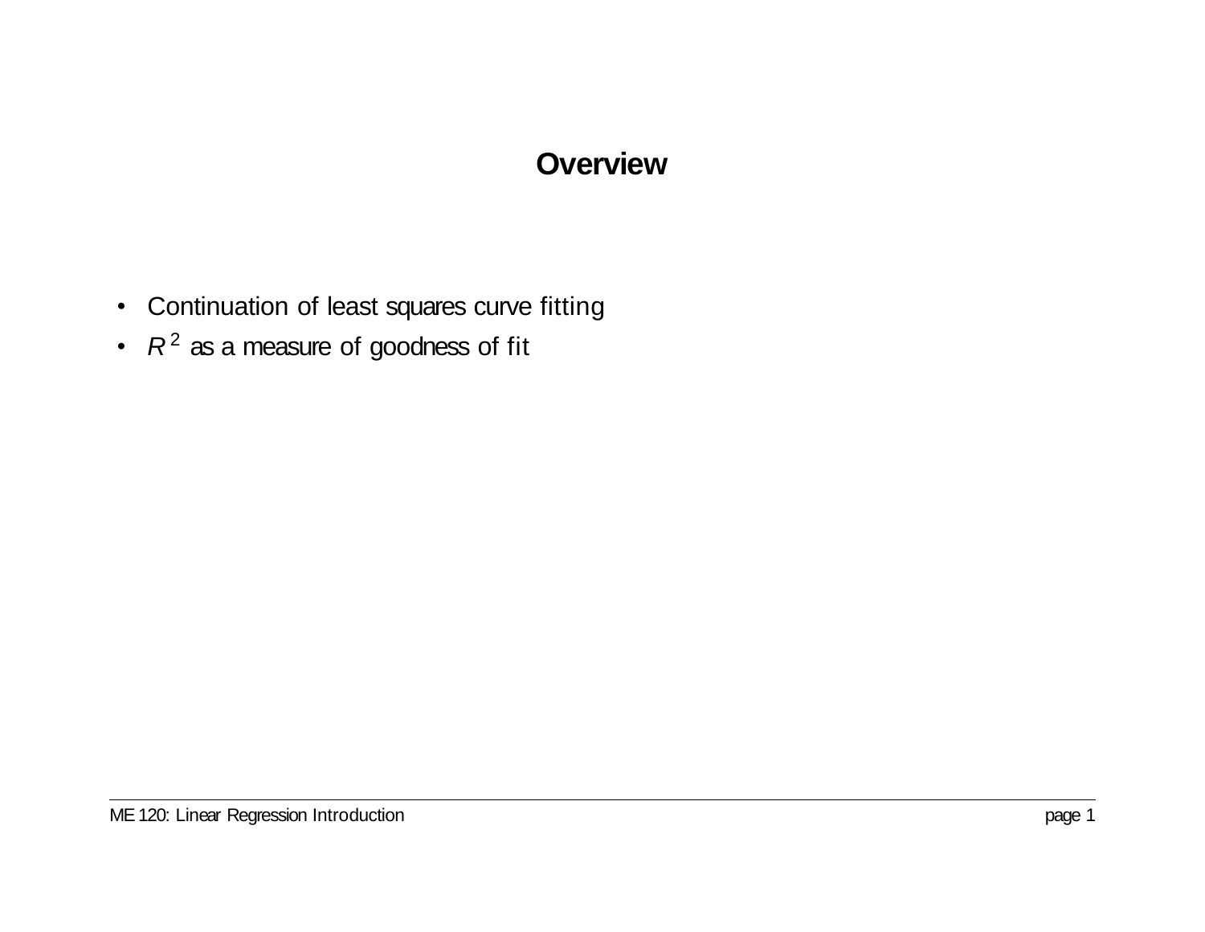# Overview

- Continuation of least squares curve fitting
- $R^2$ as a measure of goodness of fit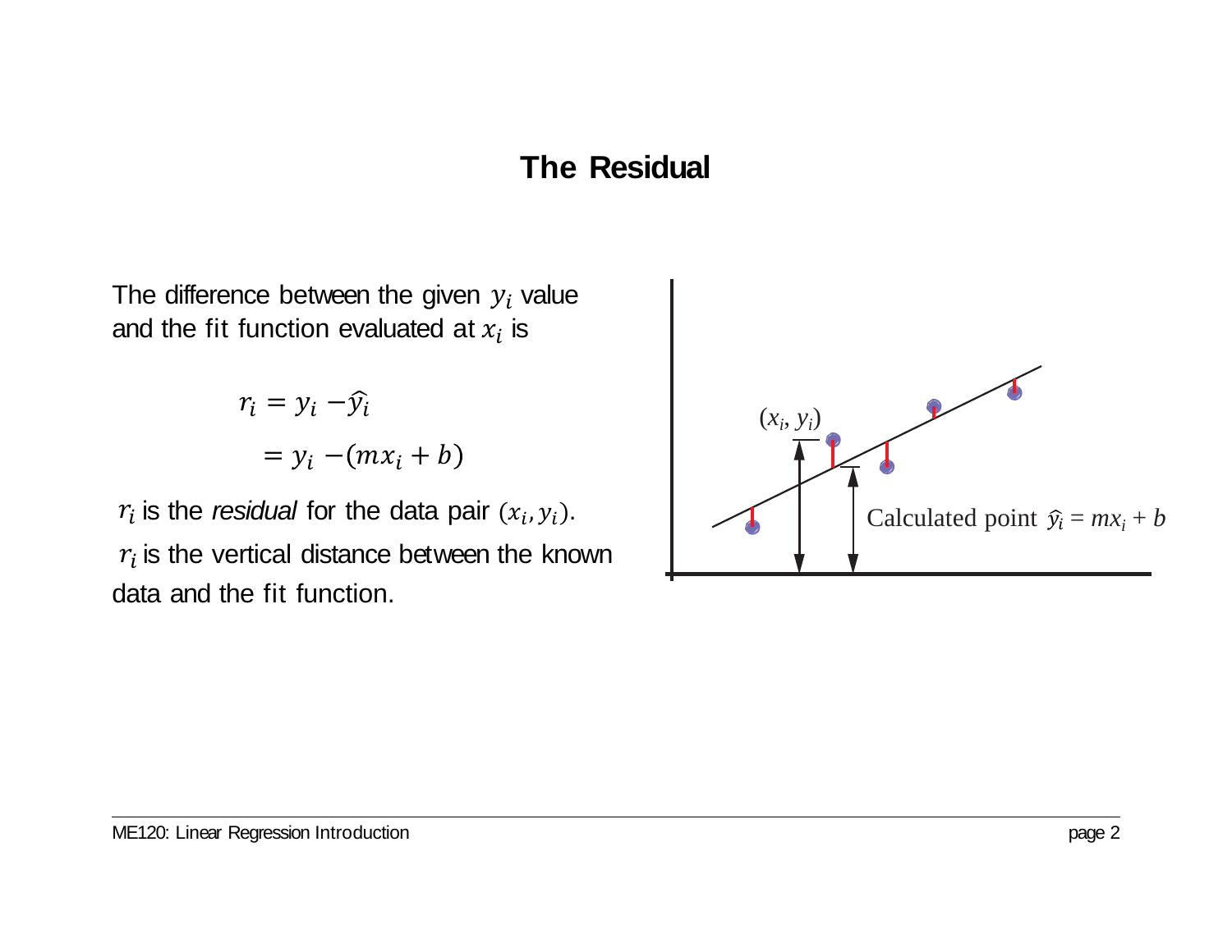# The Residual

The difference between the given $y_i$ value and the fit function evaluated at $x_i$ is

$$r_i = y_i - \hat{y}_i$$

$$= y_i - (mx_i + b)$$

$r_i$ is the *residual* for the data pair $(x_i, y_i)$.

$r_i$ is the vertical distance between the known data and the fit function.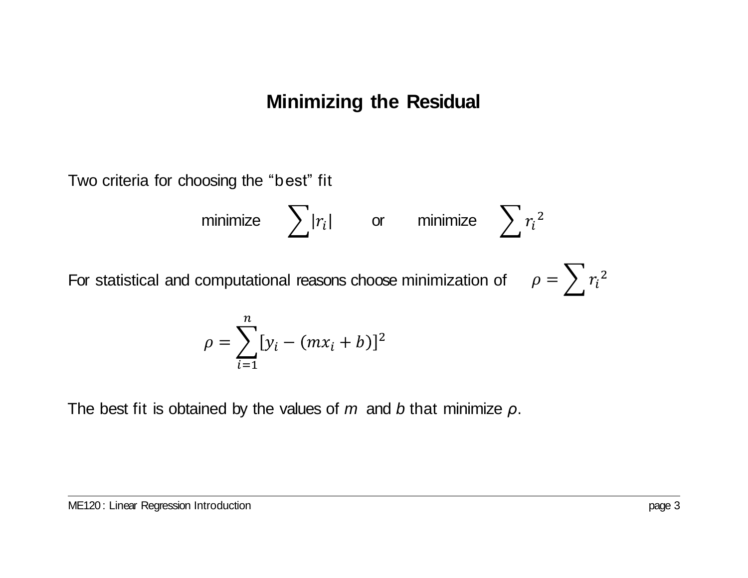# Minimizing the Residual

Two criteria for choosing the "best" fit

$$\text{minimize} \quad \sum |r_i| \qquad \text{or} \qquad \text{minimize} \quad \sum {r_i}^2$$

For statistical and computational reasons choose minimization of $\rho = \sum {r_i}^2$

$$\rho = \sum_{i=1}^{n} [y_i - (mx_i + b)]^2$$

The best fit is obtained by the values of *m* and *b* that minimize *ρ*.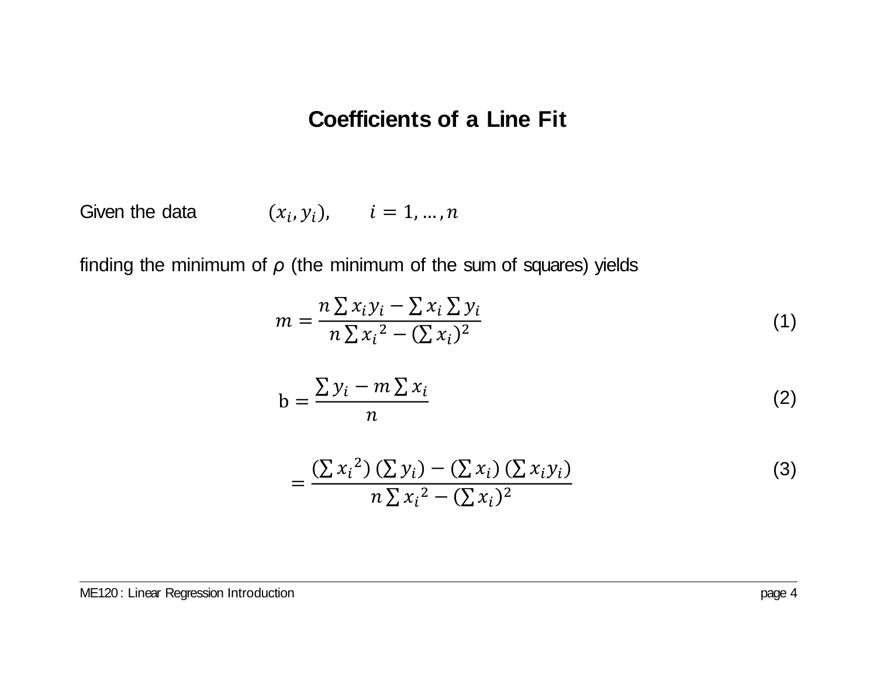# Coefficients of a Line Fit

Given the data $(x_i, y_i), \quad i = 1, \ldots, n$

finding the minimum of $\rho$ (the minimum of the sum of squares) yields

$$m = \frac{n \sum x_i y_i - \sum x_i \sum y_i}{n \sum {x_i}^2 - (\sum x_i)^2} \tag{1}$$

$$\mathrm{b} = \frac{\sum y_i - m \sum x_i}{n} \tag{2}$$

$$= \frac{(\sum {x_i}^2)(\sum y_i) - (\sum x_i)(\sum x_i y_i)}{n \sum {x_i}^2 - (\sum x_i)^2} \tag{3}$$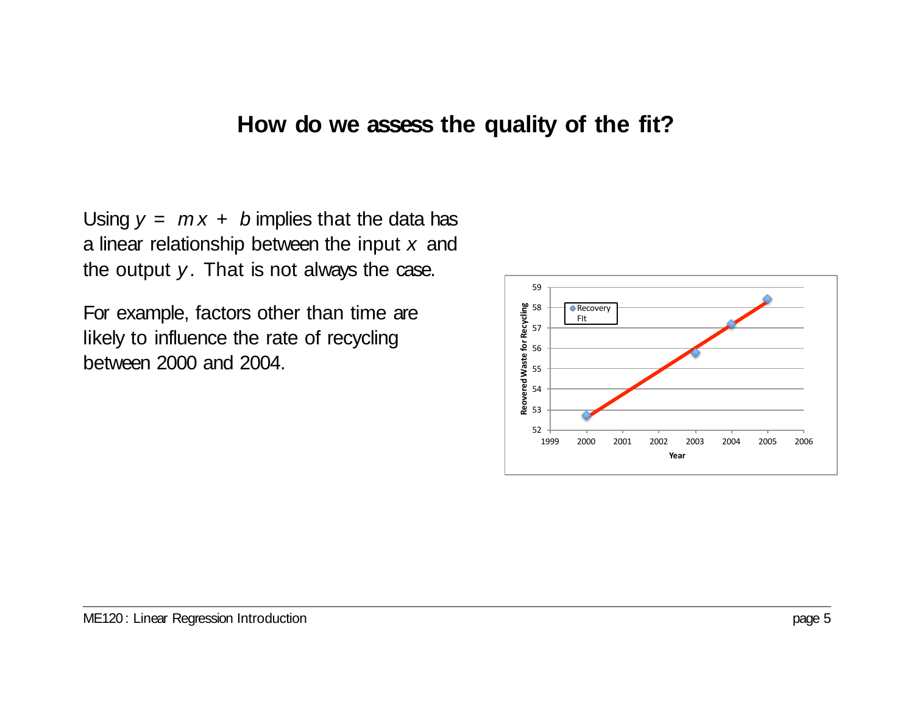## How do we assess the quality of the fit?

Using $y = mx + b$ implies that the data has a linear relationship between the input $x$ and the output $y$. That is not always the case.

For example, factors other than time are likely to influence the rate of recycling between 2000 and 2004.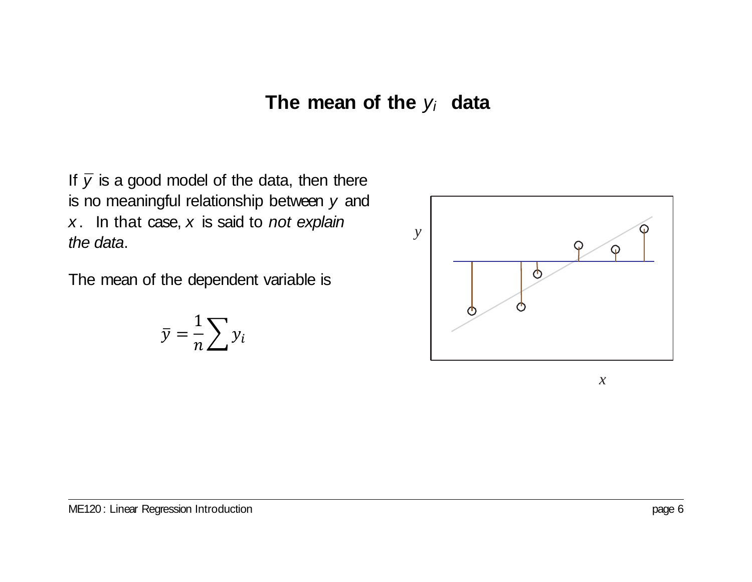# The mean of the $y_i$ data

If $\bar{y}$ is a good model of the data, then there is no meaningful relationship between $y$ and $x$. In that case, $x$ is said to *not explain the data*.

The mean of the dependent variable is

$$\bar{y} = \frac{1}{n}\sum y_i$$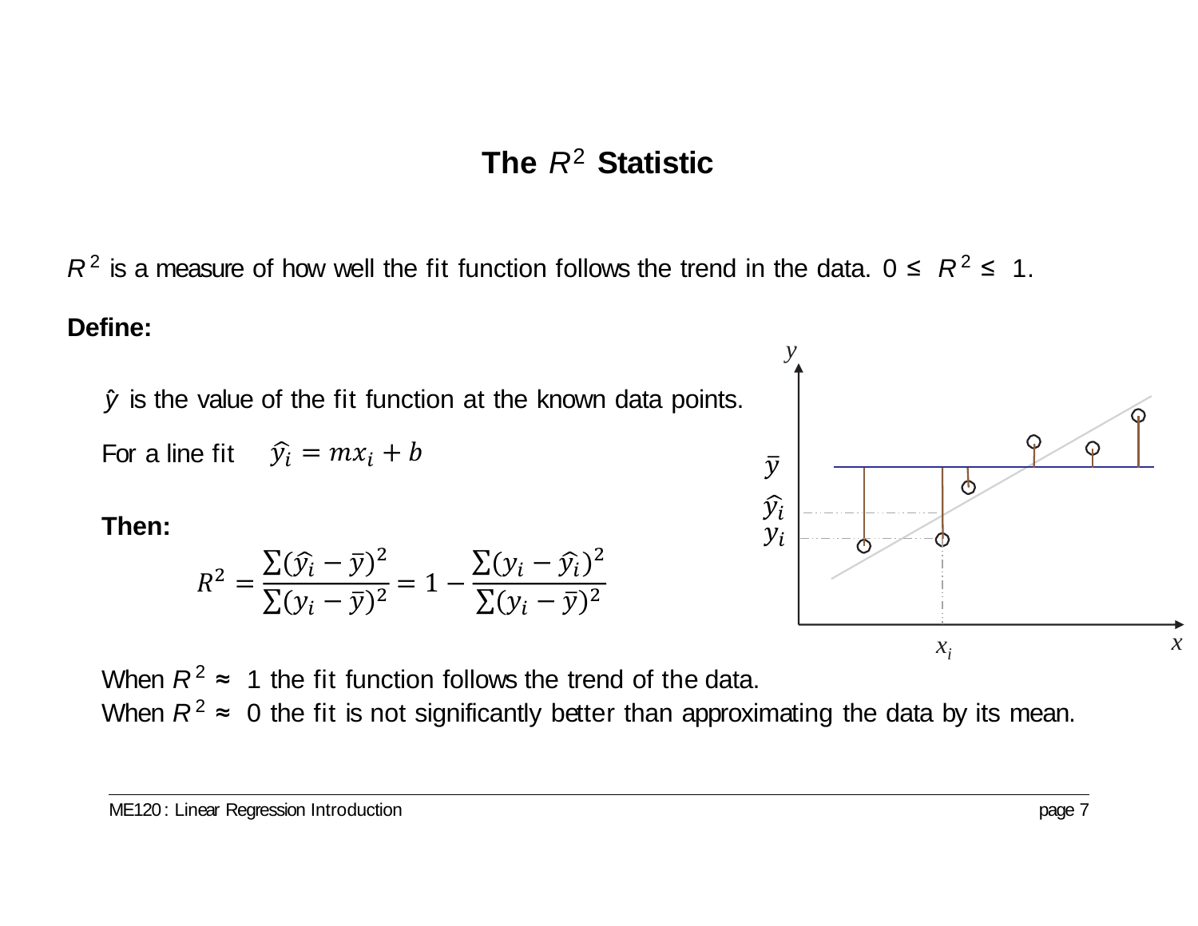# The $R^2$ Statistic

$R^2$ is a measure of how well the fit function follows the trend in the data. $0 \leq R^2 \leq 1$.

**Define:**

$\hat{y}$ is the value of the fit function at the known data points.

For a line fit $\quad \hat{y}_i = mx_i + b$

**Then:**

$$R^2 = \frac{\sum(\hat{y}_i - \bar{y})^2}{\sum(y_i - \bar{y})^2} = 1 - \frac{\sum(y_i - \hat{y}_i)^2}{\sum(y_i - \bar{y})^2}$$

When $R^2 \approx 1$ the fit function follows the trend of the data.

When $R^2 \approx 0$ the fit is not significantly better than approximating the data by its mean.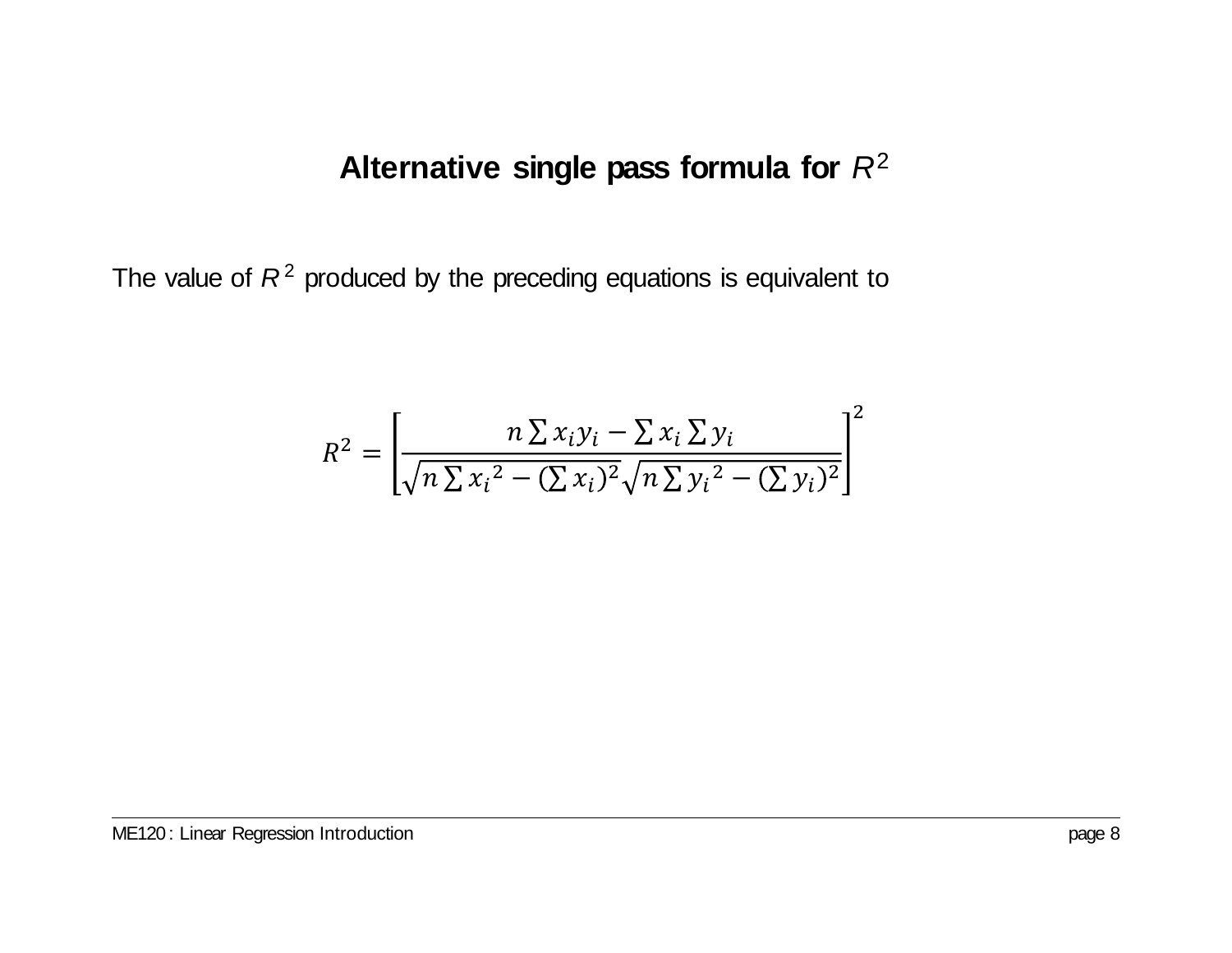## Alternative single pass formula for $R^2$

The value of $R^2$ produced by the preceding equations is equivalent to

$$R^2 = \left[ \frac{n \sum x_i y_i - \sum x_i \sum y_i}{\sqrt{n \sum {x_i}^2 - (\sum x_i)^2} \sqrt{n \sum {y_i}^2 - (\sum y_i)^2}} \right]^2$$